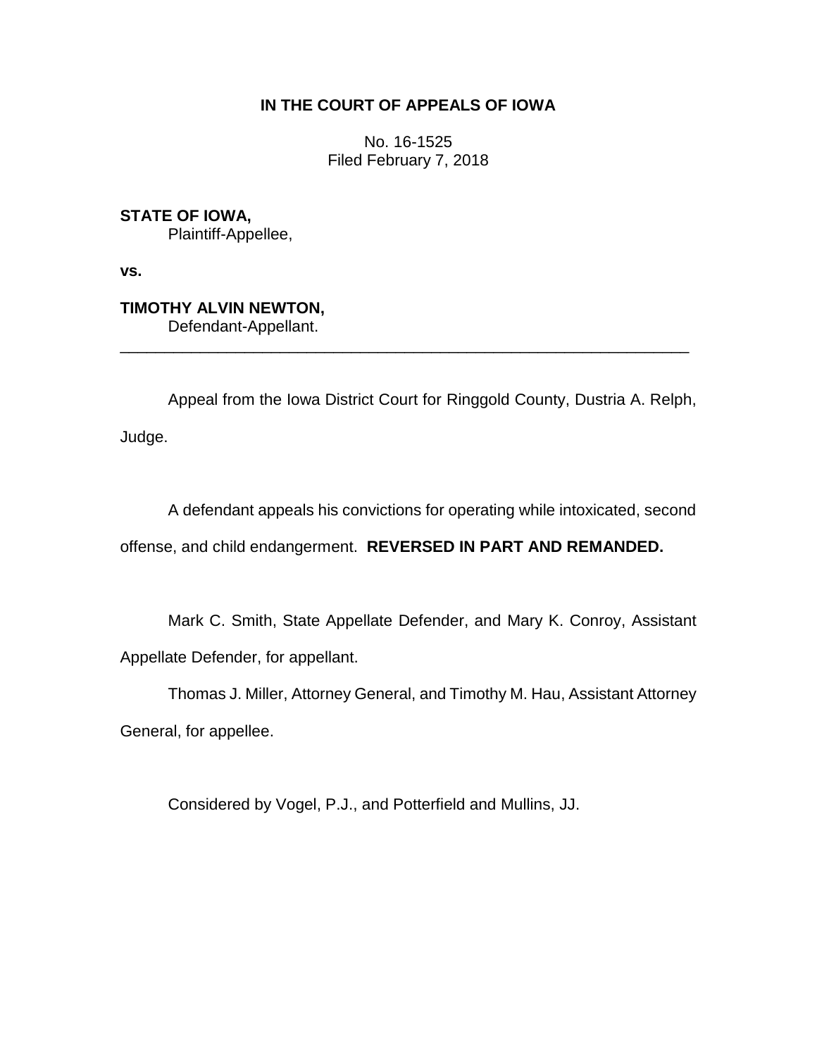**IN THE COURT OF APPEALS OF IOWA**

No. 16-1525
Filed February 7, 2018

**STATE OF IOWA,**
Plaintiff-Appellee,

**vs.**

**TIMOTHY ALVIN NEWTON,**
Defendant-Appellant.

---

Appeal from the Iowa District Court for Ringgold County, Dustria A. Relph, Judge.

A defendant appeals his convictions for operating while intoxicated, second offense, and child endangerment. **REVERSED IN PART AND REMANDED.**

Mark C. Smith, State Appellate Defender, and Mary K. Conroy, Assistant Appellate Defender, for appellant.

Thomas J. Miller, Attorney General, and Timothy M. Hau, Assistant Attorney General, for appellee.

Considered by Vogel, P.J., and Potterfield and Mullins, JJ.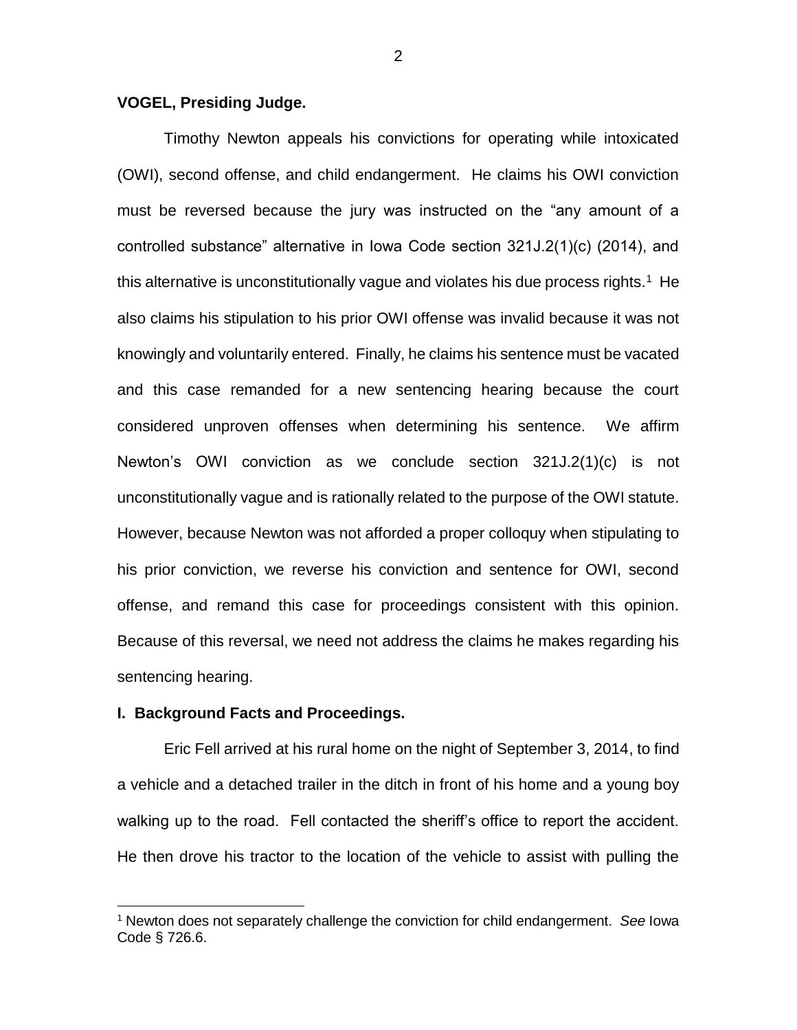**VOGEL, Presiding Judge.**

Timothy Newton appeals his convictions for operating while intoxicated (OWI), second offense, and child endangerment. He claims his OWI conviction must be reversed because the jury was instructed on the "any amount of a controlled substance" alternative in Iowa Code section 321J.2(1)(c) (2014), and this alternative is unconstitutionally vague and violates his due process rights.[1] He also claims his stipulation to his prior OWI offense was invalid because it was not knowingly and voluntarily entered. Finally, he claims his sentence must be vacated and this case remanded for a new sentencing hearing because the court considered unproven offenses when determining his sentence. We affirm Newton's OWI conviction as we conclude section 321J.2(1)(c) is not unconstitutionally vague and is rationally related to the purpose of the OWI statute. However, because Newton was not afforded a proper colloquy when stipulating to his prior conviction, we reverse his conviction and sentence for OWI, second offense, and remand this case for proceedings consistent with this opinion. Because of this reversal, we need not address the claims he makes regarding his sentencing hearing.

## I. Background Facts and Proceedings.

Eric Fell arrived at his rural home on the night of September 3, 2014, to find a vehicle and a detached trailer in the ditch in front of his home and a young boy walking up to the road. Fell contacted the sheriff's office to report the accident. He then drove his tractor to the location of the vehicle to assist with pulling the

---

[1] Newton does not separately challenge the conviction for child endangerment. *See* Iowa Code § 726.6.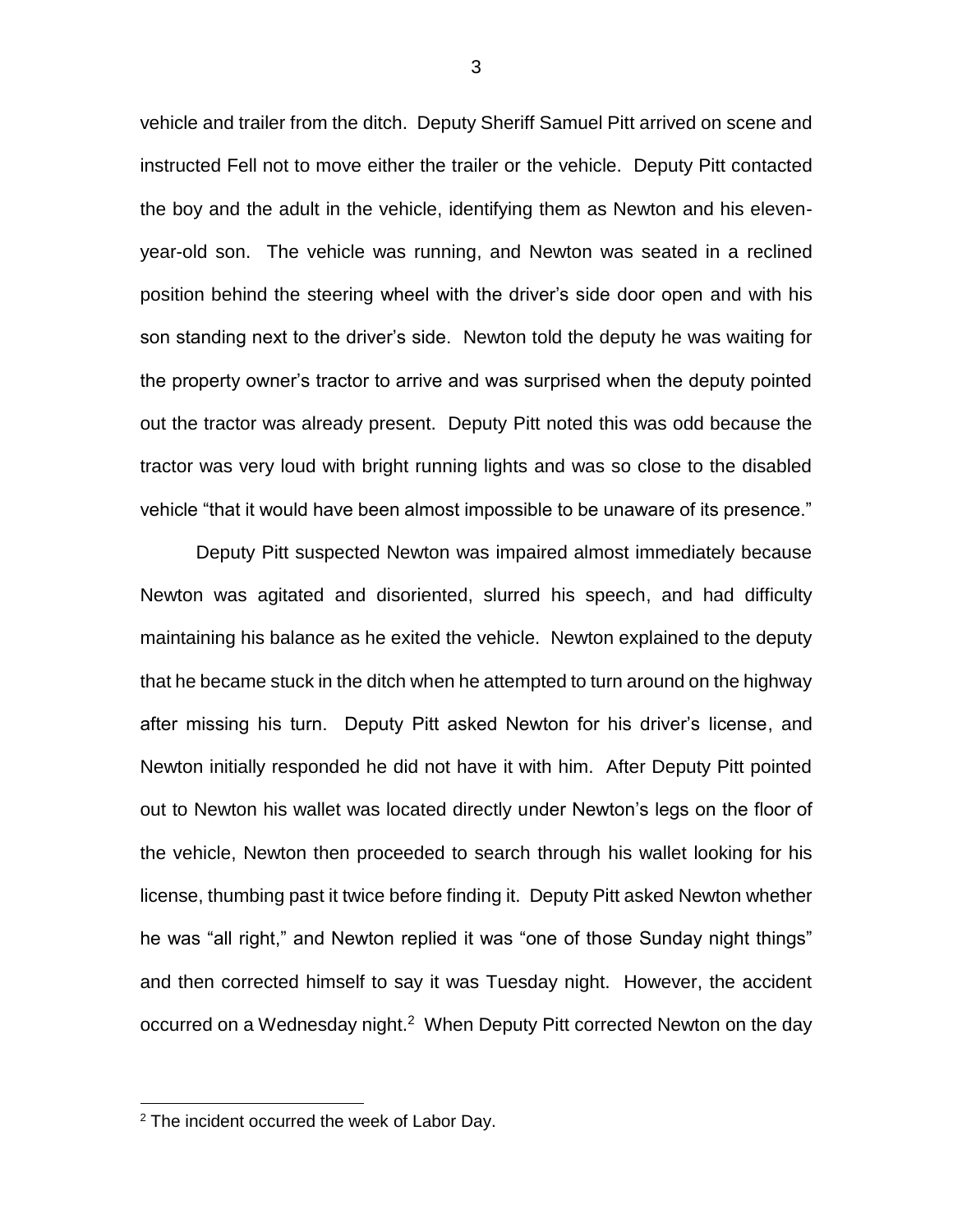vehicle and trailer from the ditch. Deputy Sheriff Samuel Pitt arrived on scene and instructed Fell not to move either the trailer or the vehicle. Deputy Pitt contacted the boy and the adult in the vehicle, identifying them as Newton and his eleven-year-old son. The vehicle was running, and Newton was seated in a reclined position behind the steering wheel with the driver's side door open and with his son standing next to the driver's side. Newton told the deputy he was waiting for the property owner's tractor to arrive and was surprised when the deputy pointed out the tractor was already present. Deputy Pitt noted this was odd because the tractor was very loud with bright running lights and was so close to the disabled vehicle "that it would have been almost impossible to be unaware of its presence."

Deputy Pitt suspected Newton was impaired almost immediately because Newton was agitated and disoriented, slurred his speech, and had difficulty maintaining his balance as he exited the vehicle. Newton explained to the deputy that he became stuck in the ditch when he attempted to turn around on the highway after missing his turn. Deputy Pitt asked Newton for his driver's license, and Newton initially responded he did not have it with him. After Deputy Pitt pointed out to Newton his wallet was located directly under Newton's legs on the floor of the vehicle, Newton then proceeded to search through his wallet looking for his license, thumbing past it twice before finding it. Deputy Pitt asked Newton whether he was "all right," and Newton replied it was "one of those Sunday night things" and then corrected himself to say it was Tuesday night. However, the accident occurred on a Wednesday night.[2] When Deputy Pitt corrected Newton on the day

[2] The incident occurred the week of Labor Day.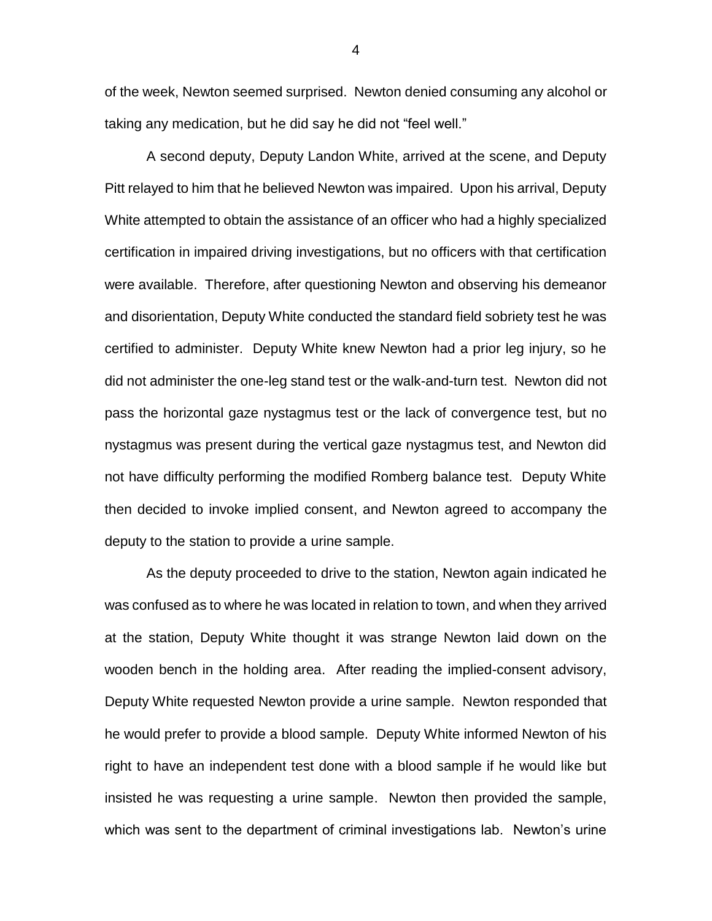of the week, Newton seemed surprised. Newton denied consuming any alcohol or taking any medication, but he did say he did not "feel well."

A second deputy, Deputy Landon White, arrived at the scene, and Deputy Pitt relayed to him that he believed Newton was impaired. Upon his arrival, Deputy White attempted to obtain the assistance of an officer who had a highly specialized certification in impaired driving investigations, but no officers with that certification were available. Therefore, after questioning Newton and observing his demeanor and disorientation, Deputy White conducted the standard field sobriety test he was certified to administer. Deputy White knew Newton had a prior leg injury, so he did not administer the one-leg stand test or the walk-and-turn test. Newton did not pass the horizontal gaze nystagmus test or the lack of convergence test, but no nystagmus was present during the vertical gaze nystagmus test, and Newton did not have difficulty performing the modified Romberg balance test. Deputy White then decided to invoke implied consent, and Newton agreed to accompany the deputy to the station to provide a urine sample.

As the deputy proceeded to drive to the station, Newton again indicated he was confused as to where he was located in relation to town, and when they arrived at the station, Deputy White thought it was strange Newton laid down on the wooden bench in the holding area. After reading the implied-consent advisory, Deputy White requested Newton provide a urine sample. Newton responded that he would prefer to provide a blood sample. Deputy White informed Newton of his right to have an independent test done with a blood sample if he would like but insisted he was requesting a urine sample. Newton then provided the sample, which was sent to the department of criminal investigations lab. Newton's urine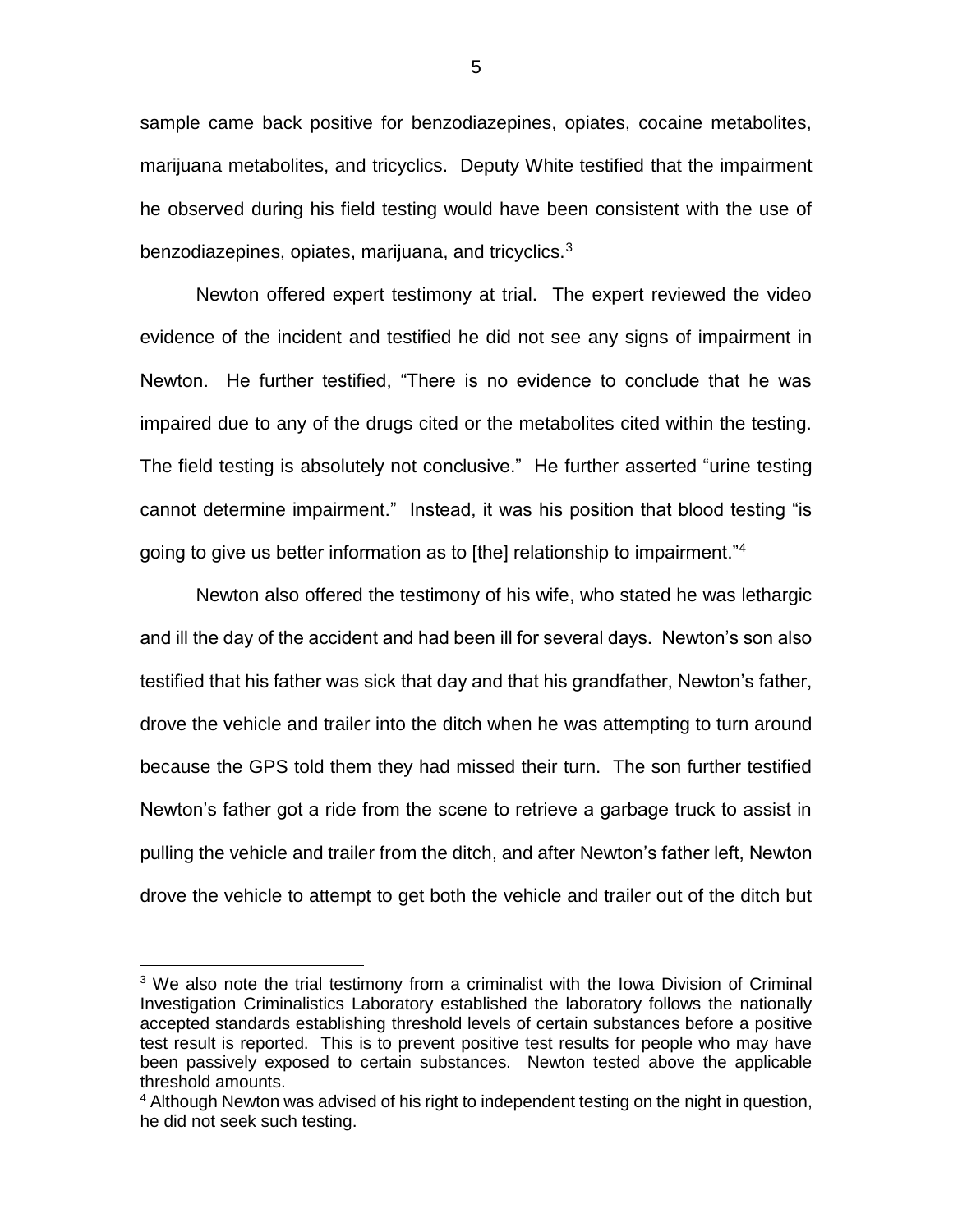sample came back positive for benzodiazepines, opiates, cocaine metabolites, marijuana metabolites, and tricyclics. Deputy White testified that the impairment he observed during his field testing would have been consistent with the use of benzodiazepines, opiates, marijuana, and tricyclics.[3]

Newton offered expert testimony at trial. The expert reviewed the video evidence of the incident and testified he did not see any signs of impairment in Newton. He further testified, "There is no evidence to conclude that he was impaired due to any of the drugs cited or the metabolites cited within the testing. The field testing is absolutely not conclusive." He further asserted "urine testing cannot determine impairment." Instead, it was his position that blood testing "is going to give us better information as to [the] relationship to impairment."[4]

Newton also offered the testimony of his wife, who stated he was lethargic and ill the day of the accident and had been ill for several days. Newton's son also testified that his father was sick that day and that his grandfather, Newton's father, drove the vehicle and trailer into the ditch when he was attempting to turn around because the GPS told them they had missed their turn. The son further testified Newton's father got a ride from the scene to retrieve a garbage truck to assist in pulling the vehicle and trailer from the ditch, and after Newton's father left, Newton drove the vehicle to attempt to get both the vehicle and trailer out of the ditch but

[3] We also note the trial testimony from a criminalist with the Iowa Division of Criminal Investigation Criminalistics Laboratory established the laboratory follows the nationally accepted standards establishing threshold levels of certain substances before a positive test result is reported. This is to prevent positive test results for people who may have been passively exposed to certain substances. Newton tested above the applicable threshold amounts.

[4] Although Newton was advised of his right to independent testing on the night in question, he did not seek such testing.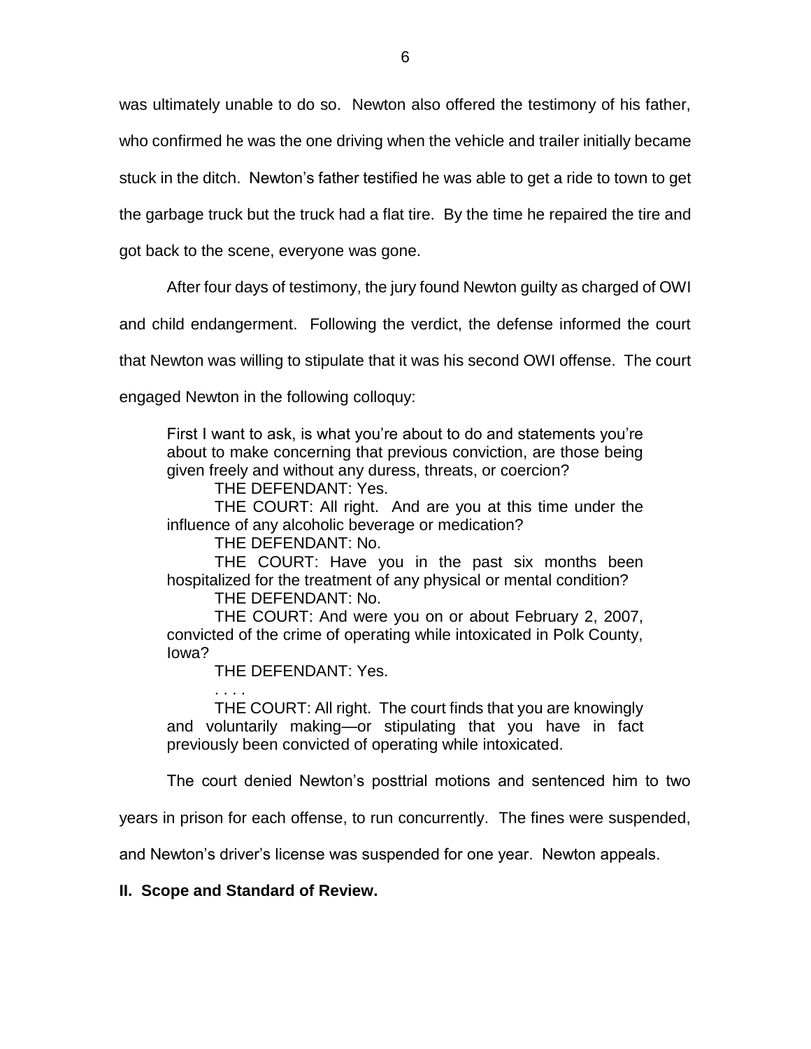was ultimately unable to do so. Newton also offered the testimony of his father, who confirmed he was the one driving when the vehicle and trailer initially became stuck in the ditch. Newton's father testified he was able to get a ride to town to get the garbage truck but the truck had a flat tire. By the time he repaired the tire and got back to the scene, everyone was gone.

After four days of testimony, the jury found Newton guilty as charged of OWI and child endangerment. Following the verdict, the defense informed the court that Newton was willing to stipulate that it was his second OWI offense. The court engaged Newton in the following colloquy:

> First I want to ask, is what you're about to do and statements you're about to make concerning that previous conviction, are those being given freely and without any duress, threats, or coercion?
>
> THE DEFENDANT: Yes.
>
> THE COURT: All right. And are you at this time under the influence of any alcoholic beverage or medication?
>
> THE DEFENDANT: No.
>
> THE COURT: Have you in the past six months been hospitalized for the treatment of any physical or mental condition?
>
> THE DEFENDANT: No.
>
> THE COURT: And were you on or about February 2, 2007, convicted of the crime of operating while intoxicated in Polk County, Iowa?
>
> THE DEFENDANT: Yes.
>
> . . . .
>
> THE COURT: All right. The court finds that you are knowingly and voluntarily making—or stipulating that you have in fact previously been convicted of operating while intoxicated.

The court denied Newton's posttrial motions and sentenced him to two years in prison for each offense, to run concurrently. The fines were suspended, and Newton's driver's license was suspended for one year. Newton appeals.

## II. Scope and Standard of Review.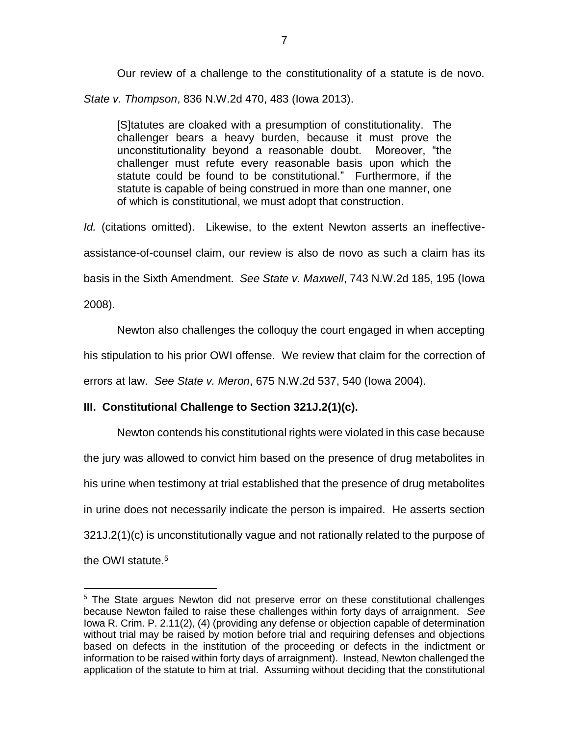Our review of a challenge to the constitutionality of a statute is de novo. *State v. Thompson*, 836 N.W.2d 470, 483 (Iowa 2013).

> [S]tatutes are cloaked with a presumption of constitutionality. The challenger bears a heavy burden, because it must prove the unconstitutionality beyond a reasonable doubt. Moreover, "the challenger must refute every reasonable basis upon which the statute could be found to be constitutional." Furthermore, if the statute is capable of being construed in more than one manner, one of which is constitutional, we must adopt that construction.

*Id.* (citations omitted). Likewise, to the extent Newton asserts an ineffective-assistance-of-counsel claim, our review is also de novo as such a claim has its basis in the Sixth Amendment. *See State v. Maxwell*, 743 N.W.2d 185, 195 (Iowa 2008).

Newton also challenges the colloquy the court engaged in when accepting his stipulation to his prior OWI offense. We review that claim for the correction of errors at law. *See State v. Meron*, 675 N.W.2d 537, 540 (Iowa 2004).

## III. Constitutional Challenge to Section 321J.2(1)(c).

Newton contends his constitutional rights were violated in this case because the jury was allowed to convict him based on the presence of drug metabolites in his urine when testimony at trial established that the presence of drug metabolites in urine does not necessarily indicate the person is impaired. He asserts section 321J.2(1)(c) is unconstitutionally vague and not rationally related to the purpose of the OWI statute.[5]

[5] The State argues Newton did not preserve error on these constitutional challenges because Newton failed to raise these challenges within forty days of arraignment. *See* Iowa R. Crim. P. 2.11(2), (4) (providing any defense or objection capable of determination without trial may be raised by motion before trial and requiring defenses and objections based on defects in the institution of the proceeding or defects in the indictment or information to be raised within forty days of arraignment). Instead, Newton challenged the application of the statute to him at trial. Assuming without deciding that the constitutional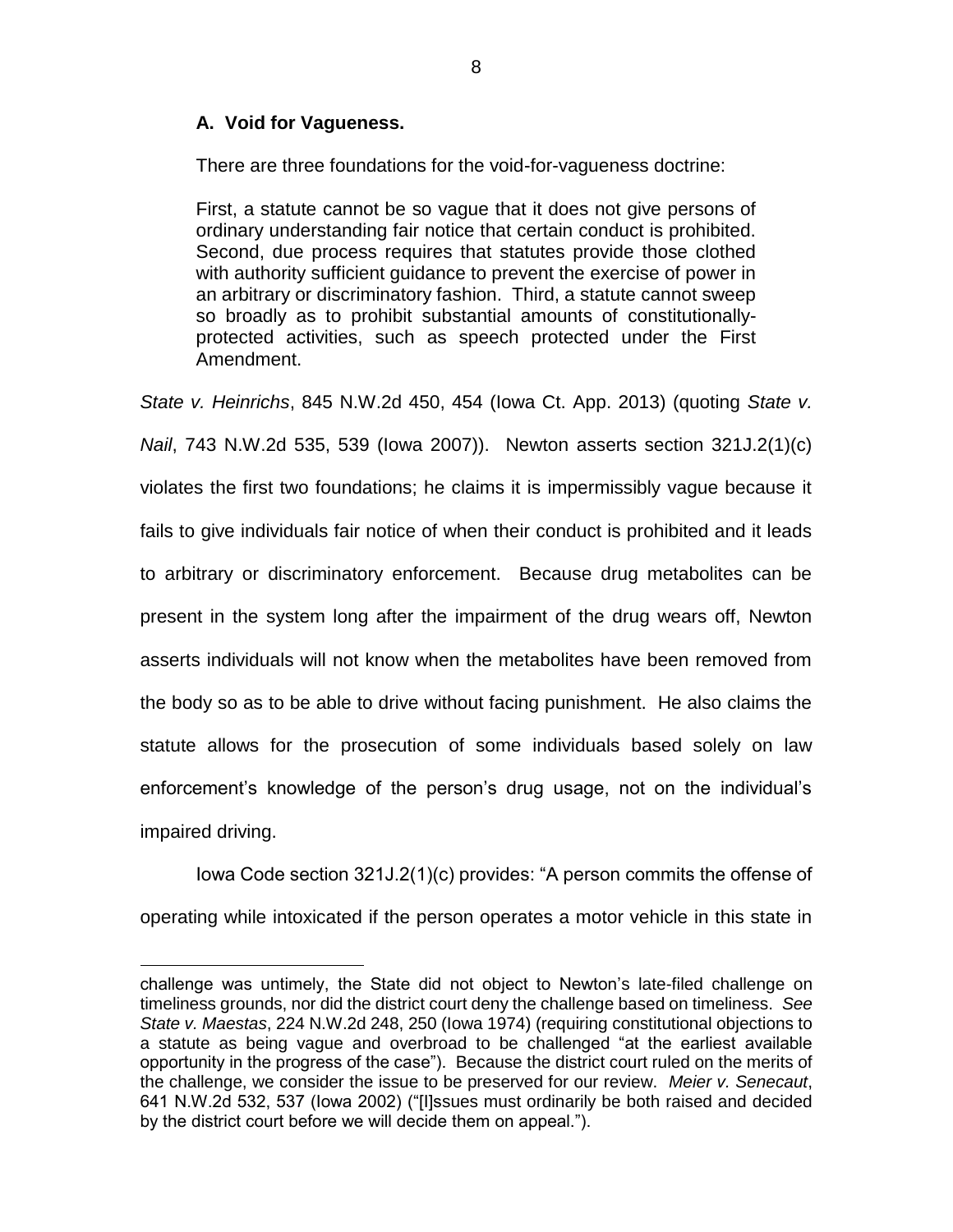### A. Void for Vagueness.

There are three foundations for the void-for-vagueness doctrine:

> First, a statute cannot be so vague that it does not give persons of ordinary understanding fair notice that certain conduct is prohibited. Second, due process requires that statutes provide those clothed with authority sufficient guidance to prevent the exercise of power in an arbitrary or discriminatory fashion. Third, a statute cannot sweep so broadly as to prohibit substantial amounts of constitutionally-protected activities, such as speech protected under the First Amendment.

*State v. Heinrichs*, 845 N.W.2d 450, 454 (Iowa Ct. App. 2013) (quoting *State v. Nail*, 743 N.W.2d 535, 539 (Iowa 2007)). Newton asserts section 321J.2(1)(c) violates the first two foundations; he claims it is impermissibly vague because it fails to give individuals fair notice of when their conduct is prohibited and it leads to arbitrary or discriminatory enforcement. Because drug metabolites can be present in the system long after the impairment of the drug wears off, Newton asserts individuals will not know when the metabolites have been removed from the body so as to be able to drive without facing punishment. He also claims the statute allows for the prosecution of some individuals based solely on law enforcement's knowledge of the person's drug usage, not on the individual's impaired driving.

Iowa Code section 321J.2(1)(c) provides: "A person commits the offense of operating while intoxicated if the person operates a motor vehicle in this state in

---

challenge was untimely, the State did not object to Newton's late-filed challenge on timeliness grounds, nor did the district court deny the challenge based on timeliness. *See State v. Maestas*, 224 N.W.2d 248, 250 (Iowa 1974) (requiring constitutional objections to a statute as being vague and overbroad to be challenged "at the earliest available opportunity in the progress of the case"). Because the district court ruled on the merits of the challenge, we consider the issue to be preserved for our review. *Meier v. Senecaut*, 641 N.W.2d 532, 537 (Iowa 2002) ("[I]ssues must ordinarily be both raised and decided by the district court before we will decide them on appeal.").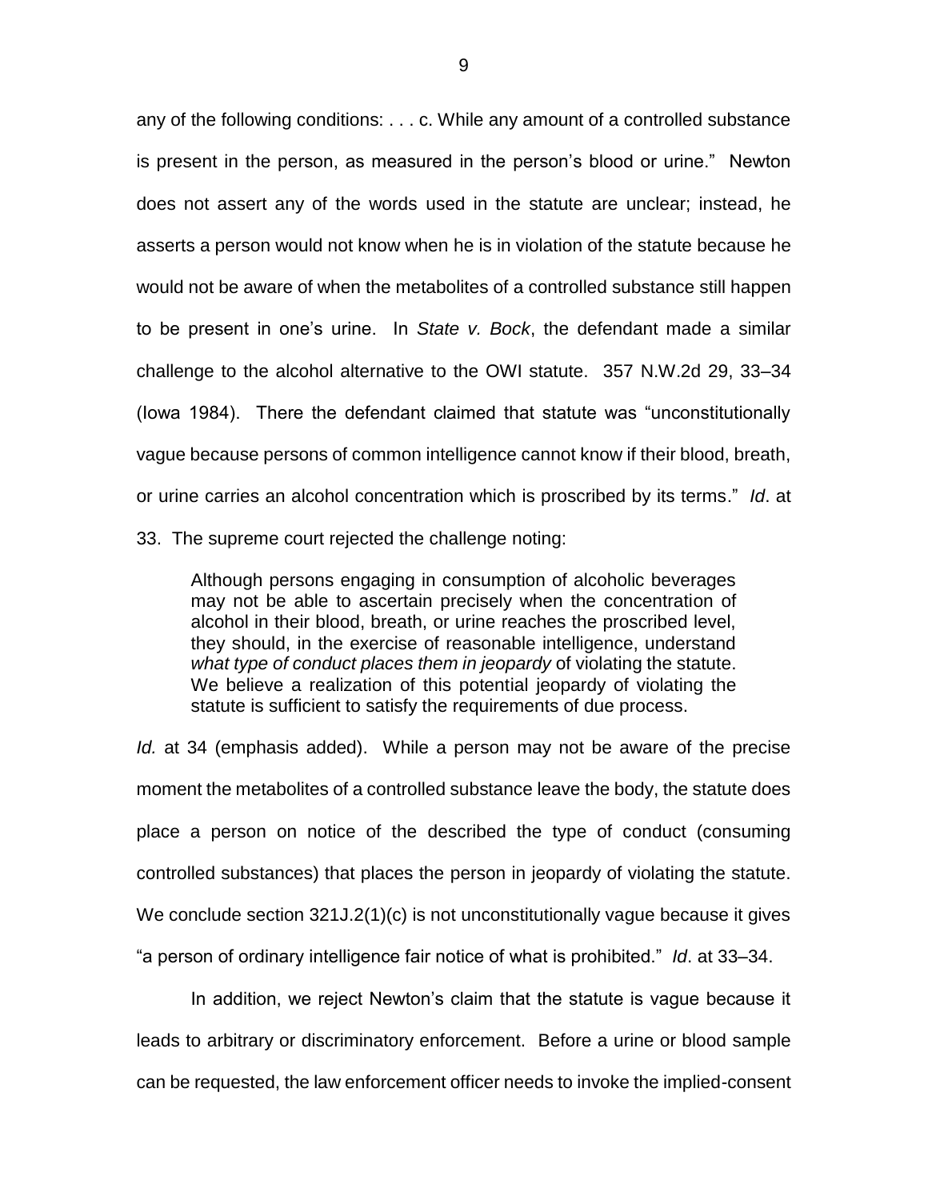any of the following conditions: . . . c. While any amount of a controlled substance is present in the person, as measured in the person's blood or urine." Newton does not assert any of the words used in the statute are unclear; instead, he asserts a person would not know when he is in violation of the statute because he would not be aware of when the metabolites of a controlled substance still happen to be present in one's urine. In *State v. Bock*, the defendant made a similar challenge to the alcohol alternative to the OWI statute. 357 N.W.2d 29, 33–34 (Iowa 1984). There the defendant claimed that statute was "unconstitutionally vague because persons of common intelligence cannot know if their blood, breath, or urine carries an alcohol concentration which is proscribed by its terms." *Id*. at 33. The supreme court rejected the challenge noting:

> Although persons engaging in consumption of alcoholic beverages may not be able to ascertain precisely when the concentration of alcohol in their blood, breath, or urine reaches the proscribed level, they should, in the exercise of reasonable intelligence, understand *what type of conduct places them in jeopardy* of violating the statute. We believe a realization of this potential jeopardy of violating the statute is sufficient to satisfy the requirements of due process.

*Id.* at 34 (emphasis added). While a person may not be aware of the precise moment the metabolites of a controlled substance leave the body, the statute does place a person on notice of the described the type of conduct (consuming controlled substances) that places the person in jeopardy of violating the statute. We conclude section 321J.2(1)(c) is not unconstitutionally vague because it gives "a person of ordinary intelligence fair notice of what is prohibited." *Id*. at 33–34.

In addition, we reject Newton's claim that the statute is vague because it leads to arbitrary or discriminatory enforcement. Before a urine or blood sample can be requested, the law enforcement officer needs to invoke the implied-consent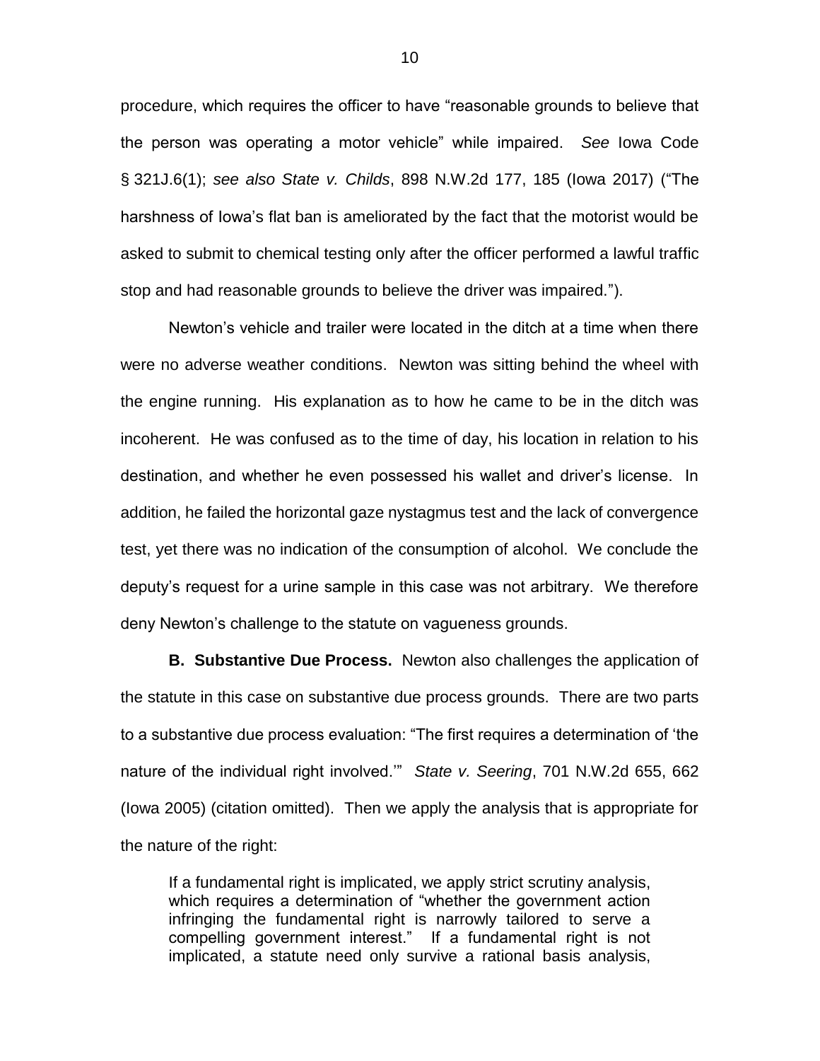procedure, which requires the officer to have "reasonable grounds to believe that the person was operating a motor vehicle" while impaired. *See* Iowa Code § 321J.6(1); *see also State v. Childs*, 898 N.W.2d 177, 185 (Iowa 2017) ("The harshness of Iowa's flat ban is ameliorated by the fact that the motorist would be asked to submit to chemical testing only after the officer performed a lawful traffic stop and had reasonable grounds to believe the driver was impaired.").

Newton's vehicle and trailer were located in the ditch at a time when there were no adverse weather conditions. Newton was sitting behind the wheel with the engine running. His explanation as to how he came to be in the ditch was incoherent. He was confused as to the time of day, his location in relation to his destination, and whether he even possessed his wallet and driver's license. In addition, he failed the horizontal gaze nystagmus test and the lack of convergence test, yet there was no indication of the consumption of alcohol. We conclude the deputy's request for a urine sample in this case was not arbitrary. We therefore deny Newton's challenge to the statute on vagueness grounds.

**B. Substantive Due Process.** Newton also challenges the application of the statute in this case on substantive due process grounds. There are two parts to a substantive due process evaluation: "The first requires a determination of 'the nature of the individual right involved.'" *State v. Seering*, 701 N.W.2d 655, 662 (Iowa 2005) (citation omitted). Then we apply the analysis that is appropriate for the nature of the right:

> If a fundamental right is implicated, we apply strict scrutiny analysis, which requires a determination of "whether the government action infringing the fundamental right is narrowly tailored to serve a compelling government interest." If a fundamental right is not implicated, a statute need only survive a rational basis analysis,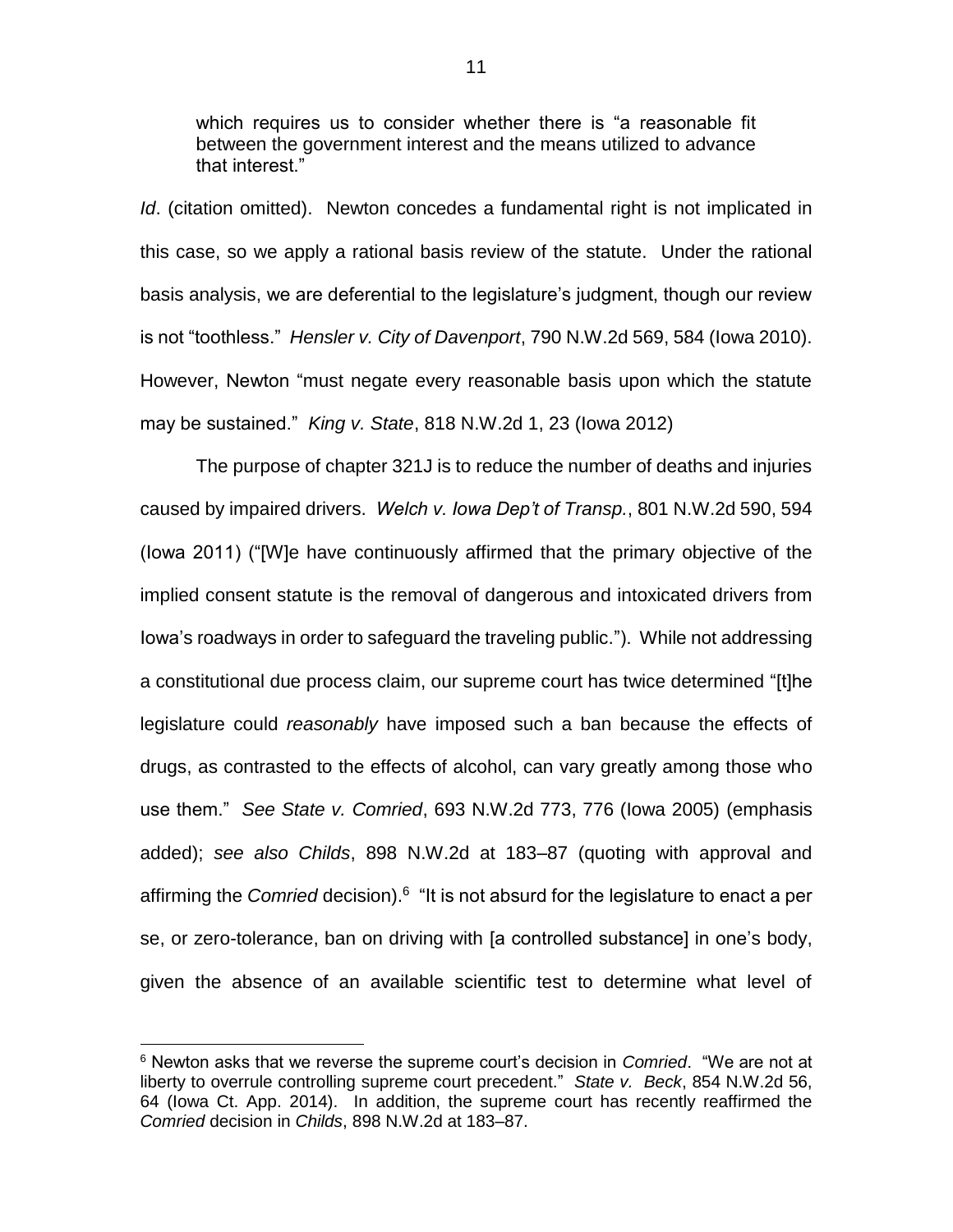which requires us to consider whether there is "a reasonable fit between the government interest and the means utilized to advance that interest."

*Id*. (citation omitted). Newton concedes a fundamental right is not implicated in this case, so we apply a rational basis review of the statute. Under the rational basis analysis, we are deferential to the legislature's judgment, though our review is not "toothless." *Hensler v. City of Davenport*, 790 N.W.2d 569, 584 (Iowa 2010). However, Newton "must negate every reasonable basis upon which the statute may be sustained." *King v. State*, 818 N.W.2d 1, 23 (Iowa 2012)

The purpose of chapter 321J is to reduce the number of deaths and injuries caused by impaired drivers. *Welch v. Iowa Dep't of Transp.*, 801 N.W.2d 590, 594 (Iowa 2011) ("[W]e have continuously affirmed that the primary objective of the implied consent statute is the removal of dangerous and intoxicated drivers from Iowa's roadways in order to safeguard the traveling public."). While not addressing a constitutional due process claim, our supreme court has twice determined "[t]he legislature could *reasonably* have imposed such a ban because the effects of drugs, as contrasted to the effects of alcohol, can vary greatly among those who use them." *See State v. Comried*, 693 N.W.2d 773, 776 (Iowa 2005) (emphasis added); *see also Childs*, 898 N.W.2d at 183–87 (quoting with approval and affirming the *Comried* decision).[6] "It is not absurd for the legislature to enact a per se, or zero-tolerance, ban on driving with [a controlled substance] in one's body, given the absence of an available scientific test to determine what level of

---

[6] Newton asks that we reverse the supreme court's decision in *Comried*. "We are not at liberty to overrule controlling supreme court precedent." *State v. Beck*, 854 N.W.2d 56, 64 (Iowa Ct. App. 2014). In addition, the supreme court has recently reaffirmed the *Comried* decision in *Childs*, 898 N.W.2d at 183–87.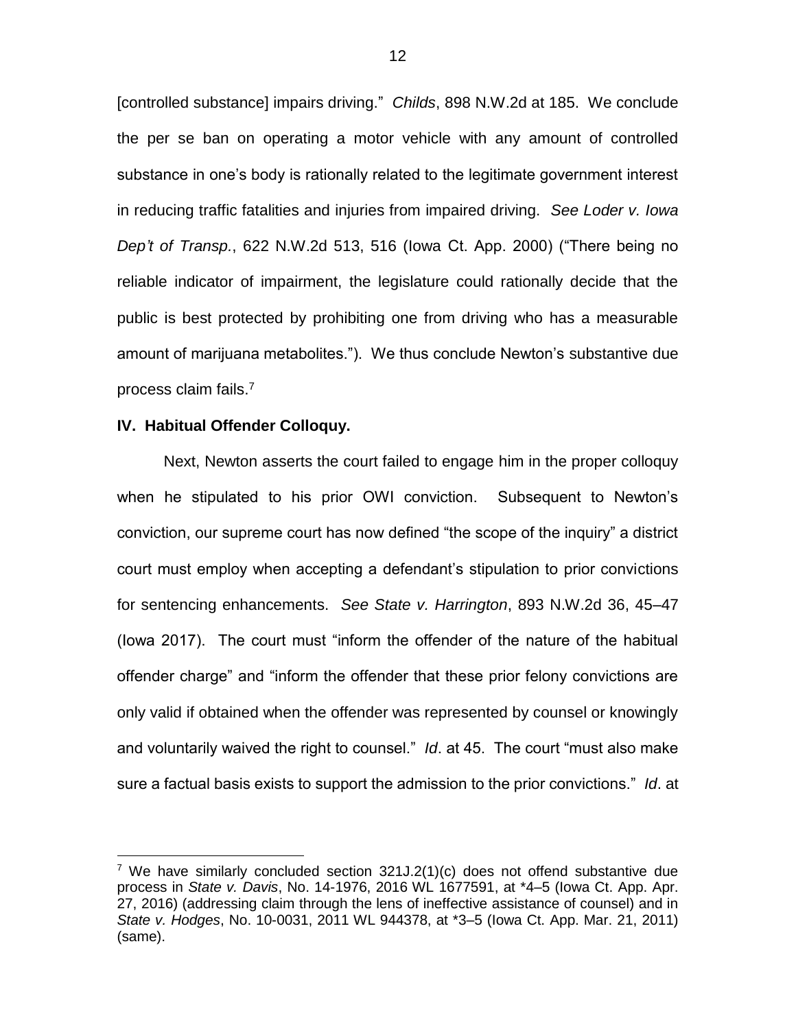[controlled substance] impairs driving." *Childs*, 898 N.W.2d at 185. We conclude the per se ban on operating a motor vehicle with any amount of controlled substance in one's body is rationally related to the legitimate government interest in reducing traffic fatalities and injuries from impaired driving. *See Loder v. Iowa Dep't of Transp.*, 622 N.W.2d 513, 516 (Iowa Ct. App. 2000) ("There being no reliable indicator of impairment, the legislature could rationally decide that the public is best protected by prohibiting one from driving who has a measurable amount of marijuana metabolites."). We thus conclude Newton's substantive due process claim fails.[7]

**IV. Habitual Offender Colloquy.**

Next, Newton asserts the court failed to engage him in the proper colloquy when he stipulated to his prior OWI conviction. Subsequent to Newton's conviction, our supreme court has now defined "the scope of the inquiry" a district court must employ when accepting a defendant's stipulation to prior convictions for sentencing enhancements. *See State v. Harrington*, 893 N.W.2d 36, 45–47 (Iowa 2017). The court must "inform the offender of the nature of the habitual offender charge" and "inform the offender that these prior felony convictions are only valid if obtained when the offender was represented by counsel or knowingly and voluntarily waived the right to counsel." *Id*. at 45. The court "must also make sure a factual basis exists to support the admission to the prior convictions." *Id*. at

---

[7] We have similarly concluded section 321J.2(1)(c) does not offend substantive due process in *State v. Davis*, No. 14-1976, 2016 WL 1677591, at *4–5 (Iowa Ct. App. Apr. 27, 2016) (addressing claim through the lens of ineffective assistance of counsel) and in *State v. Hodges*, No. 10-0031, 2011 WL 944378, at *3–5 (Iowa Ct. App. Mar. 21, 2011) (same).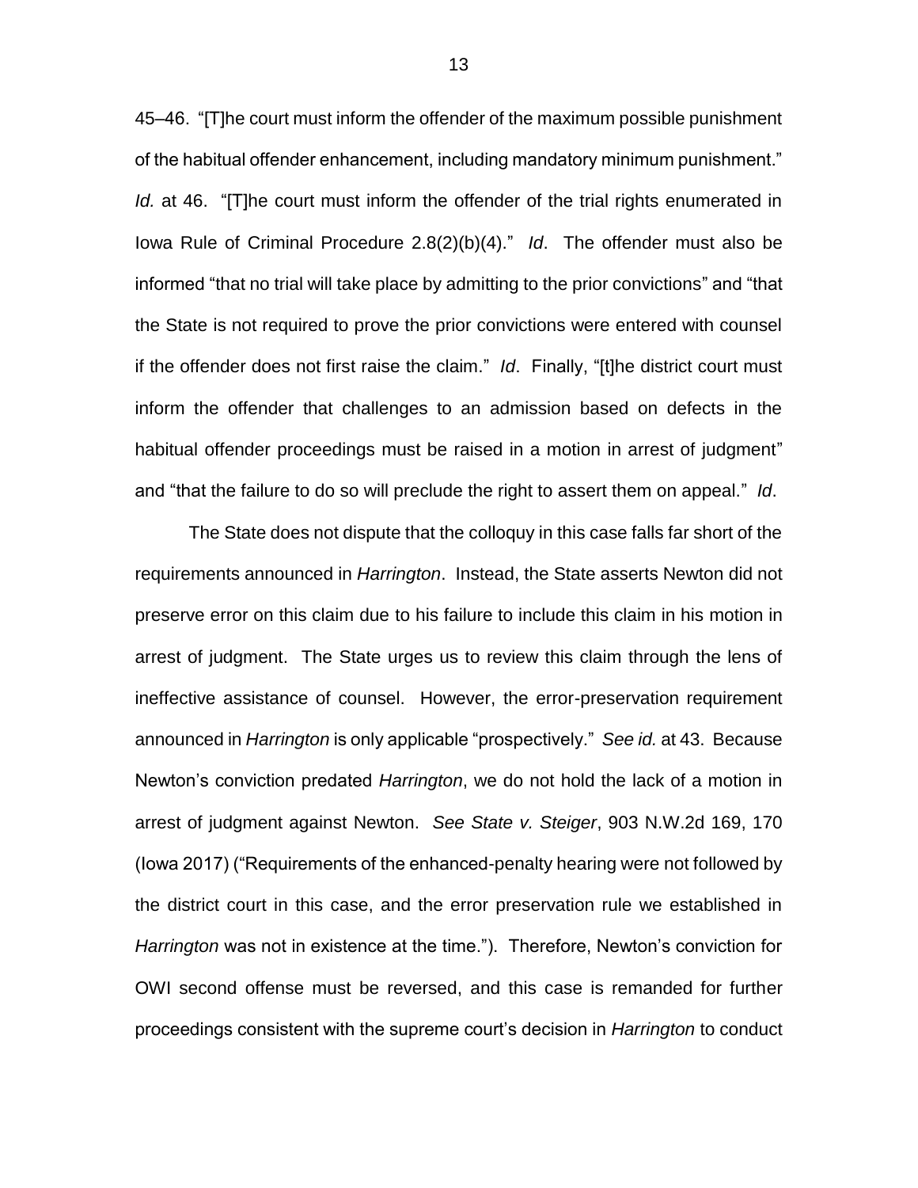45–46. "[T]he court must inform the offender of the maximum possible punishment of the habitual offender enhancement, including mandatory minimum punishment." *Id.* at 46. "[T]he court must inform the offender of the trial rights enumerated in Iowa Rule of Criminal Procedure 2.8(2)(b)(4)." *Id*. The offender must also be informed "that no trial will take place by admitting to the prior convictions" and "that the State is not required to prove the prior convictions were entered with counsel if the offender does not first raise the claim." *Id*. Finally, "[t]he district court must inform the offender that challenges to an admission based on defects in the habitual offender proceedings must be raised in a motion in arrest of judgment" and "that the failure to do so will preclude the right to assert them on appeal." *Id*.

The State does not dispute that the colloquy in this case falls far short of the requirements announced in *Harrington*. Instead, the State asserts Newton did not preserve error on this claim due to his failure to include this claim in his motion in arrest of judgment. The State urges us to review this claim through the lens of ineffective assistance of counsel. However, the error-preservation requirement announced in *Harrington* is only applicable "prospectively." *See id.* at 43. Because Newton's conviction predated *Harrington*, we do not hold the lack of a motion in arrest of judgment against Newton. *See State v. Steiger*, 903 N.W.2d 169, 170 (Iowa 2017) ("Requirements of the enhanced-penalty hearing were not followed by the district court in this case, and the error preservation rule we established in *Harrington* was not in existence at the time."). Therefore, Newton's conviction for OWI second offense must be reversed, and this case is remanded for further proceedings consistent with the supreme court's decision in *Harrington* to conduct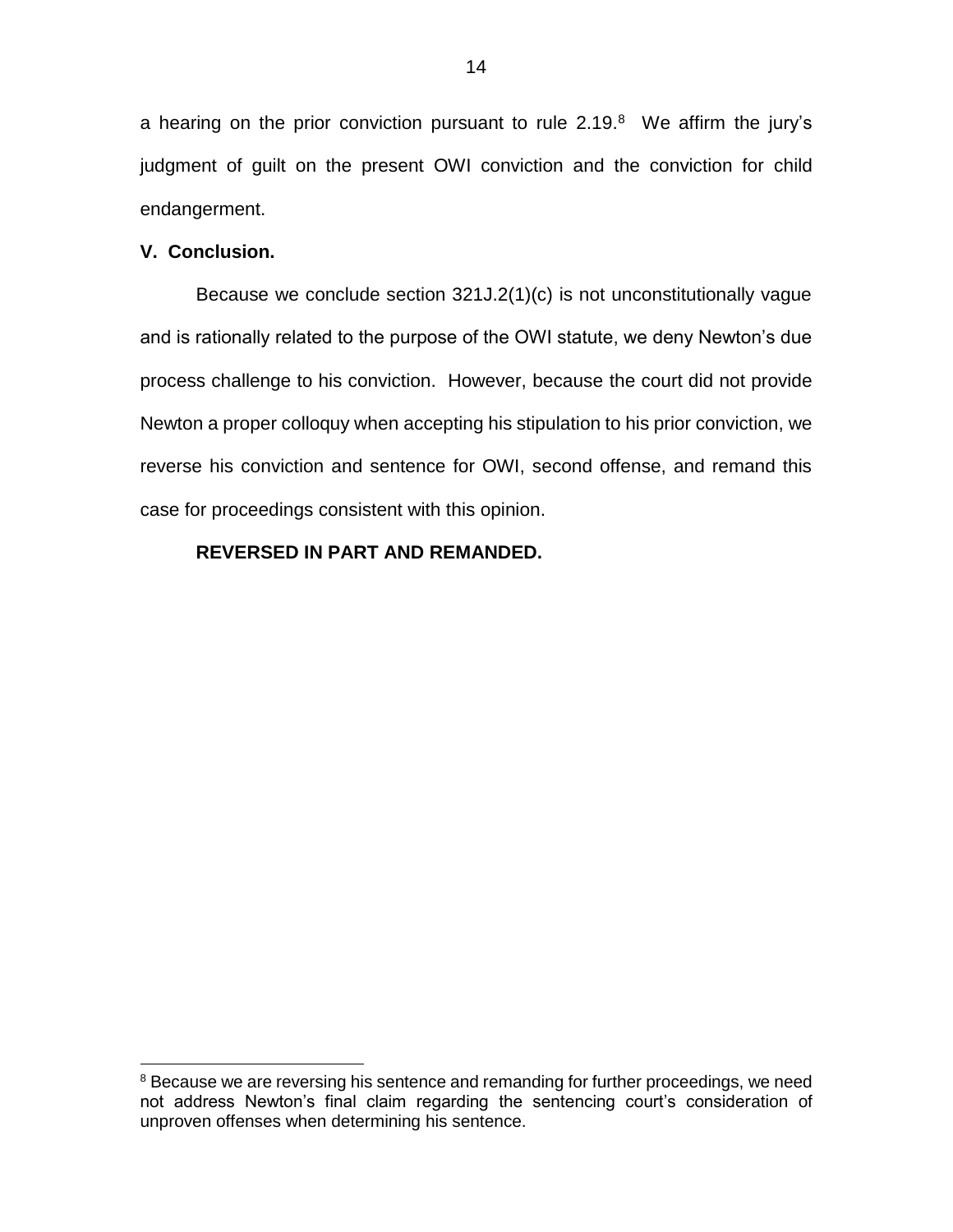a hearing on the prior conviction pursuant to rule 2.19.[8] We affirm the jury's judgment of guilt on the present OWI conviction and the conviction for child endangerment.

**V. Conclusion.**

Because we conclude section 321J.2(1)(c) is not unconstitutionally vague and is rationally related to the purpose of the OWI statute, we deny Newton's due process challenge to his conviction. However, because the court did not provide Newton a proper colloquy when accepting his stipulation to his prior conviction, we reverse his conviction and sentence for OWI, second offense, and remand this case for proceedings consistent with this opinion.

**REVERSED IN PART AND REMANDED.**

---

[8] Because we are reversing his sentence and remanding for further proceedings, we need not address Newton's final claim regarding the sentencing court's consideration of unproven offenses when determining his sentence.